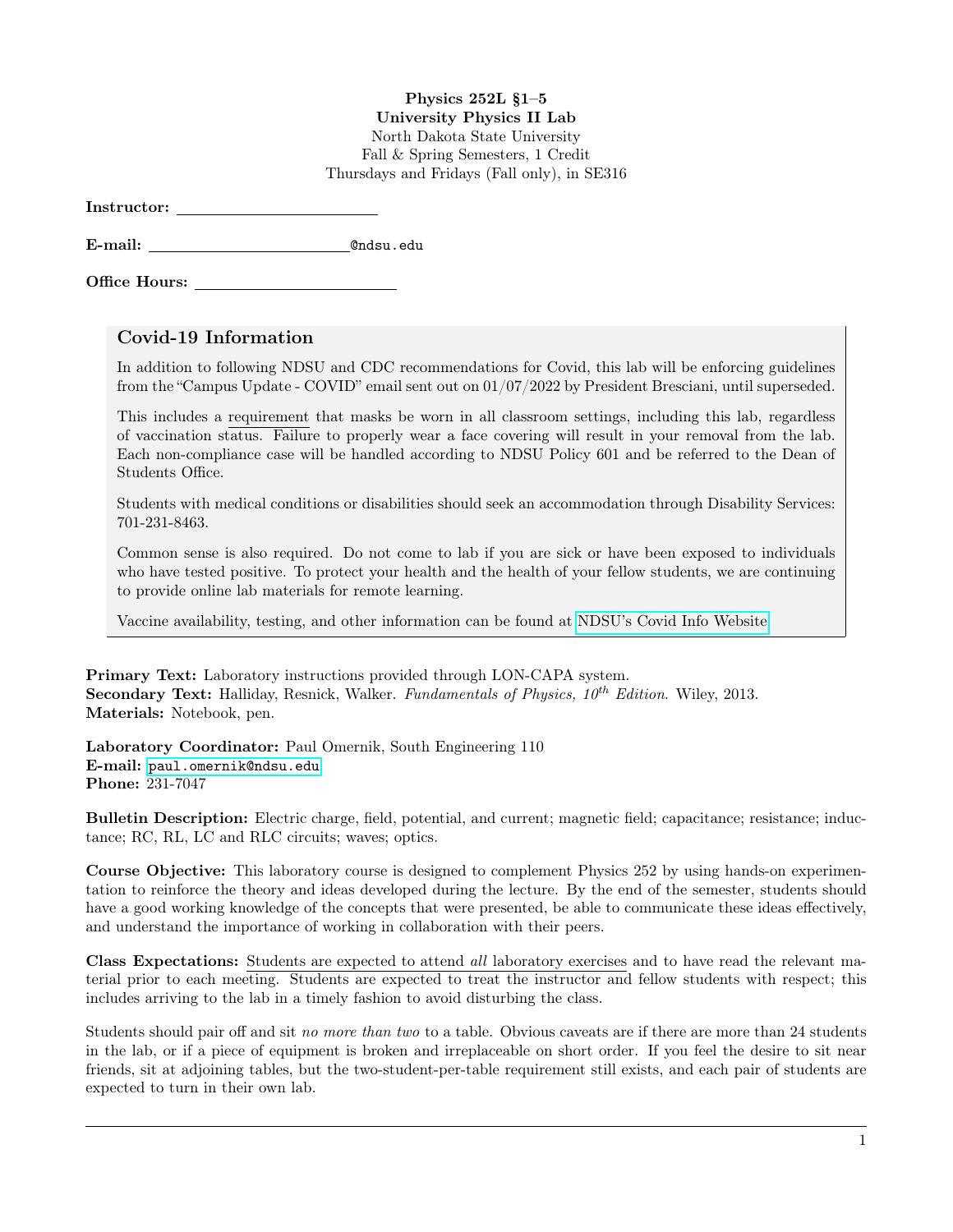**Physics 252L §1–5**
**University Physics II Lab**
North Dakota State University
Fall & Spring Semesters, 1 Credit
Thursdays and Fridays (Fall only), in SE316

**Instructor:** ________________________

**E-mail:** ________________________@ndsu.edu

**Office Hours:** ________________________

## Covid-19 Information

In addition to following NDSU and CDC recommendations for Covid, this lab will be enforcing guidelines from the "Campus Update - COVID" email sent out on 01/07/2022 by President Bresciani, until superseded.

This includes a requirement that masks be worn in all classroom settings, including this lab, regardless of vaccination status. Failure to properly wear a face covering will result in your removal from the lab. Each non-compliance case will be handled according to NDSU Policy 601 and be referred to the Dean of Students Office.

Students with medical conditions or disabilities should seek an accommodation through Disability Services: 701-231-8463.

Common sense is also required. Do not come to lab if you are sick or have been exposed to individuals who have tested positive. To protect your health and the health of your fellow students, we are continuing to provide online lab materials for remote learning.

Vaccine availability, testing, and other information can be found at NDSU's Covid Info Website

**Primary Text:** Laboratory instructions provided through LON-CAPA system.
**Secondary Text:** Halliday, Resnick, Walker. *Fundamentals of Physics, 10th Edition*. Wiley, 2013.
**Materials:** Notebook, pen.

**Laboratory Coordinator:** Paul Omernik, South Engineering 110
**E-mail:** paul.omernik@ndsu.edu
**Phone:** 231-7047

**Bulletin Description:** Electric charge, field, potential, and current; magnetic field; capacitance; resistance; inductance; RC, RL, LC and RLC circuits; waves; optics.

**Course Objective:** This laboratory course is designed to complement Physics 252 by using hands-on experimentation to reinforce the theory and ideas developed during the lecture. By the end of the semester, students should have a good working knowledge of the concepts that were presented, be able to communicate these ideas effectively, and understand the importance of working in collaboration with their peers.

**Class Expectations:** Students are expected to attend *all* laboratory exercises and to have read the relevant material prior to each meeting. Students are expected to treat the instructor and fellow students with respect; this includes arriving to the lab in a timely fashion to avoid disturbing the class.

Students should pair off and sit *no more than two* to a table. Obvious caveats are if there are more than 24 students in the lab, or if a piece of equipment is broken and irreplaceable on short order. If you feel the desire to sit near friends, sit at adjoining tables, but the two-student-per-table requirement still exists, and each pair of students are expected to turn in their own lab.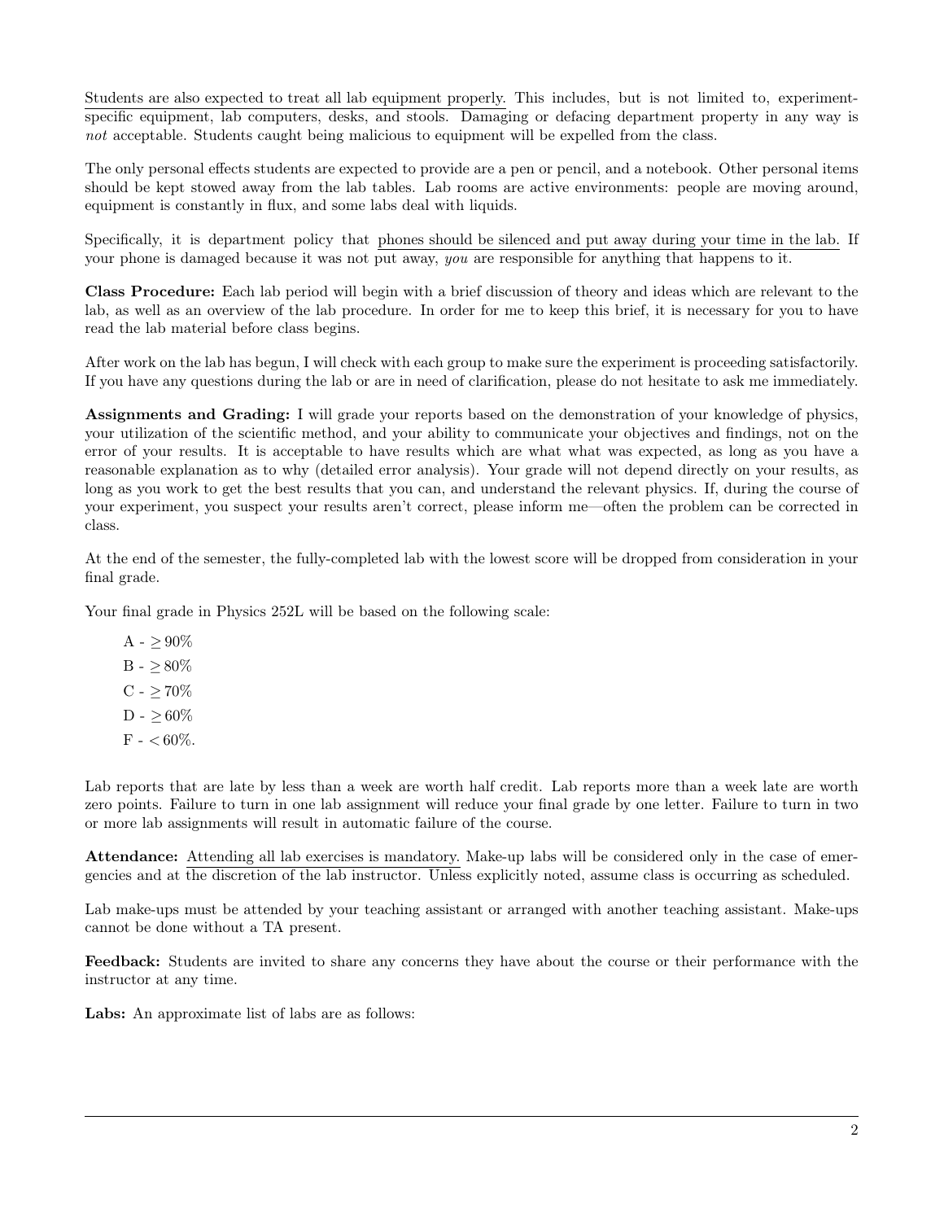Students are also expected to treat all lab equipment properly. This includes, but is not limited to, experiment-specific equipment, lab computers, desks, and stools. Damaging or defacing department property in any way is *not* acceptable. Students caught being malicious to equipment will be expelled from the class.

The only personal effects students are expected to provide are a pen or pencil, and a notebook. Other personal items should be kept stowed away from the lab tables. Lab rooms are active environments: people are moving around, equipment is constantly in flux, and some labs deal with liquids.

Specifically, it is department policy that phones should be silenced and put away during your time in the lab. If your phone is damaged because it was not put away, *you* are responsible for anything that happens to it.

**Class Procedure:** Each lab period will begin with a brief discussion of theory and ideas which are relevant to the lab, as well as an overview of the lab procedure. In order for me to keep this brief, it is necessary for you to have read the lab material before class begins.

After work on the lab has begun, I will check with each group to make sure the experiment is proceeding satisfactorily. If you have any questions during the lab or are in need of clarification, please do not hesitate to ask me immediately.

**Assignments and Grading:** I will grade your reports based on the demonstration of your knowledge of physics, your utilization of the scientific method, and your ability to communicate your objectives and findings, not on the error of your results. It is acceptable to have results which are what what was expected, as long as you have a reasonable explanation as to why (detailed error analysis). Your grade will not depend directly on your results, as long as you work to get the best results that you can, and understand the relevant physics. If, during the course of your experiment, you suspect your results aren't correct, please inform me—often the problem can be corrected in class.

At the end of the semester, the fully-completed lab with the lowest score will be dropped from consideration in your final grade.

Your final grade in Physics 252L will be based on the following scale:

- A - $\geq 90\%$
- B - $\geq 80\%$
- C - $\geq 70\%$
- D - $\geq 60\%$
- F - $< 60\%$.

Lab reports that are late by less than a week are worth half credit. Lab reports more than a week late are worth zero points. Failure to turn in one lab assignment will reduce your final grade by one letter. Failure to turn in two or more lab assignments will result in automatic failure of the course.

**Attendance:** Attending all lab exercises is mandatory. Make-up labs will be considered only in the case of emergencies and at the discretion of the lab instructor. Unless explicitly noted, assume class is occurring as scheduled.

Lab make-ups must be attended by your teaching assistant or arranged with another teaching assistant. Make-ups cannot be done without a TA present.

**Feedback:** Students are invited to share any concerns they have about the course or their performance with the instructor at any time.

**Labs:** An approximate list of labs are as follows: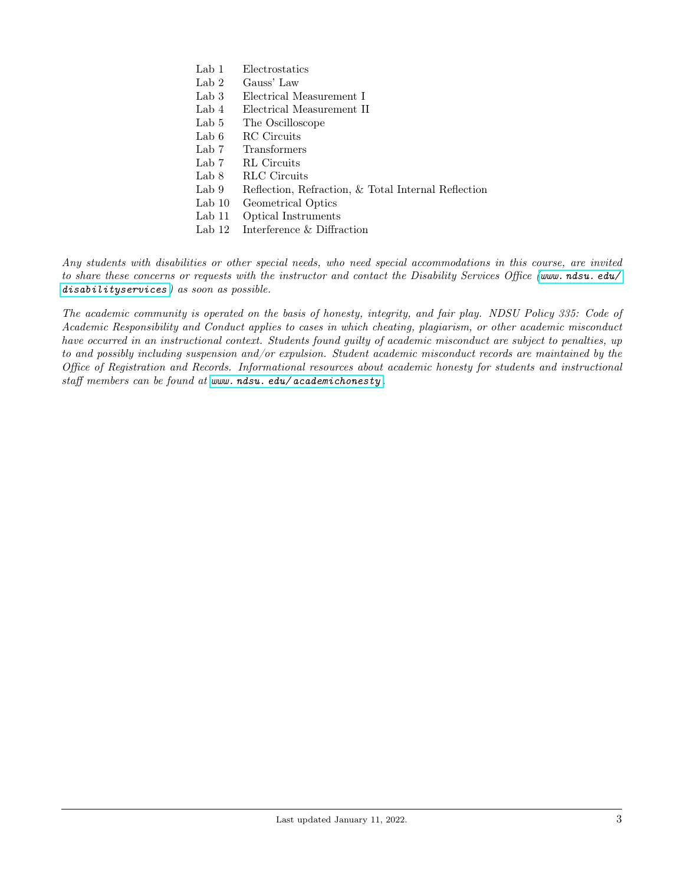| | |
|---|---|
| Lab 1 | Electrostatics |
| Lab 2 | Gauss' Law |
| Lab 3 | Electrical Measurement I |
| Lab 4 | Electrical Measurement II |
| Lab 5 | The Oscilloscope |
| Lab 6 | RC Circuits |
| Lab 7 | Transformers |
| Lab 7 | RL Circuits |
| Lab 8 | RLC Circuits |
| Lab 9 | Reflection, Refraction, & Total Internal Reflection |
| Lab 10 | Geometrical Optics |
| Lab 11 | Optical Instruments |
| Lab 12 | Interference & Diffraction |

*Any students with disabilities or other special needs, who need special accommodations in this course, are invited to share these concerns or requests with the instructor and contact the Disability Services Office (www.ndsu.edu/disabilityservices) as soon as possible.*

*The academic community is operated on the basis of honesty, integrity, and fair play. NDSU Policy 335: Code of Academic Responsibility and Conduct applies to cases in which cheating, plagiarism, or other academic misconduct have occurred in an instructional context. Students found guilty of academic misconduct are subject to penalties, up to and possibly including suspension and/or expulsion. Student academic misconduct records are maintained by the Office of Registration and Records. Informational resources about academic honesty for students and instructional staff members can be found at www.ndsu.edu/academichonesty.*

Last updated January 11, 2022.